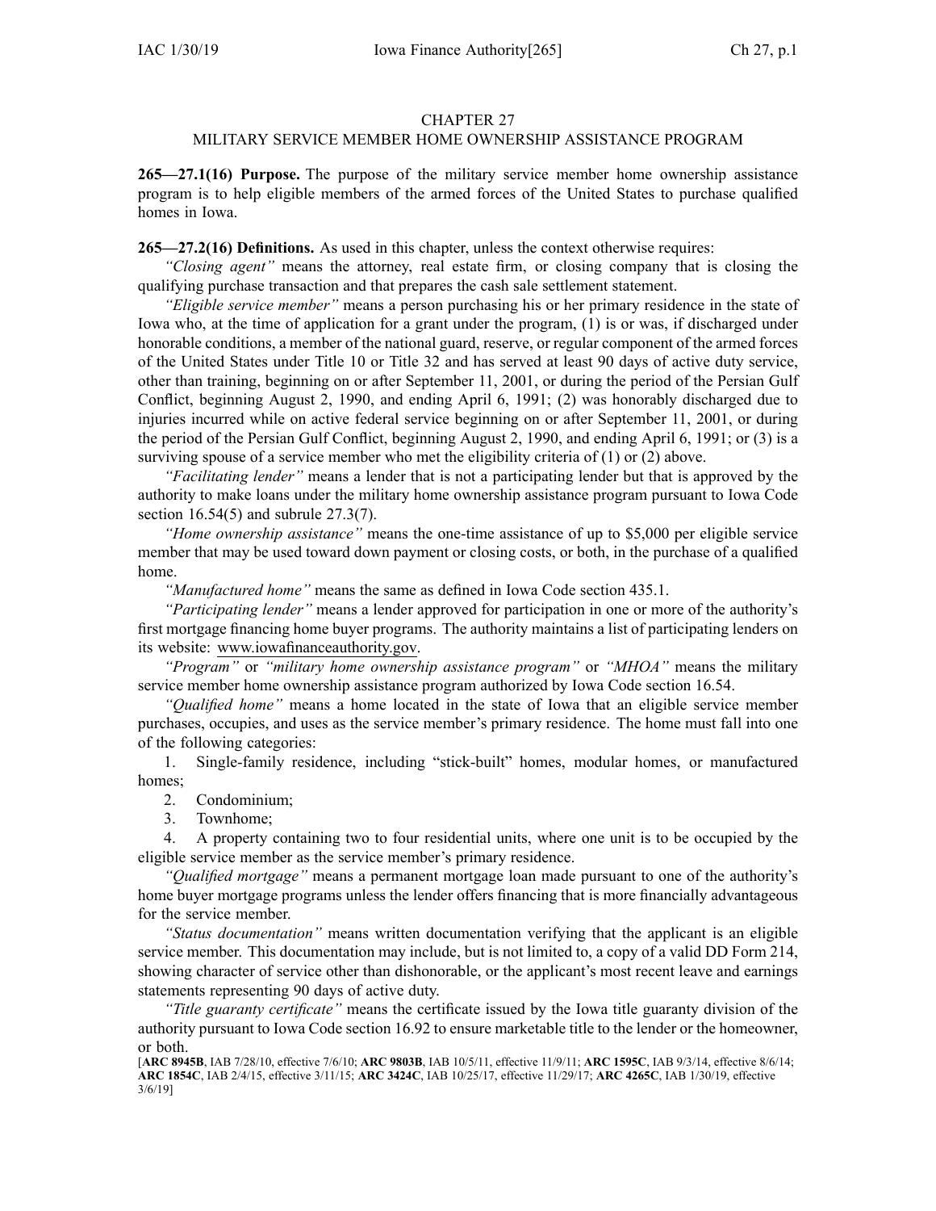# CHAPTER 27
## MILITARY SERVICE MEMBER HOME OWNERSHIP ASSISTANCE PROGRAM

**265—27.1(16) Purpose.** The purpose of the military service member home ownership assistance program is to help eligible members of the armed forces of the United States to purchase qualified homes in Iowa.

**265—27.2(16) Definitions.** As used in this chapter, unless the context otherwise requires:

*"Closing agent"* means the attorney, real estate firm, or closing company that is closing the qualifying purchase transaction and that prepares the cash sale settlement statement.

*"Eligible service member"* means a person purchasing his or her primary residence in the state of Iowa who, at the time of application for a grant under the program, (1) is or was, if discharged under honorable conditions, a member of the national guard, reserve, or regular component of the armed forces of the United States under Title 10 or Title 32 and has served at least 90 days of active duty service, other than training, beginning on or after September 11, 2001, or during the period of the Persian Gulf Conflict, beginning August 2, 1990, and ending April 6, 1991; (2) was honorably discharged due to injuries incurred while on active federal service beginning on or after September 11, 2001, or during the period of the Persian Gulf Conflict, beginning August 2, 1990, and ending April 6, 1991; or (3) is a surviving spouse of a service member who met the eligibility criteria of (1) or (2) above.

*"Facilitating lender"* means a lender that is not a participating lender but that is approved by the authority to make loans under the military home ownership assistance program pursuant to Iowa Code section 16.54(5) and subrule 27.3(7).

*"Home ownership assistance"* means the one-time assistance of up to $5,000 per eligible service member that may be used toward down payment or closing costs, or both, in the purchase of a qualified home.

*"Manufactured home"* means the same as defined in Iowa Code section 435.1.

*"Participating lender"* means a lender approved for participation in one or more of the authority's first mortgage financing home buyer programs. The authority maintains a list of participating lenders on its website: www.iowafinanceauthority.gov.

*"Program"* or *"military home ownership assistance program"* or *"MHOA"* means the military service member home ownership assistance program authorized by Iowa Code section 16.54.

*"Qualified home"* means a home located in the state of Iowa that an eligible service member purchases, occupies, and uses as the service member's primary residence. The home must fall into one of the following categories:

1. Single-family residence, including "stick-built" homes, modular homes, or manufactured homes;
2. Condominium;
3. Townhome;
4. A property containing two to four residential units, where one unit is to be occupied by the eligible service member as the service member's primary residence.

*"Qualified mortgage"* means a permanent mortgage loan made pursuant to one of the authority's home buyer mortgage programs unless the lender offers financing that is more financially advantageous for the service member.

*"Status documentation"* means written documentation verifying that the applicant is an eligible service member. This documentation may include, but is not limited to, a copy of a valid DD Form 214, showing character of service other than dishonorable, or the applicant's most recent leave and earnings statements representing 90 days of active duty.

*"Title guaranty certificate"* means the certificate issued by the Iowa title guaranty division of the authority pursuant to Iowa Code section 16.92 to ensure marketable title to the lender or the homeowner, or both.

[**ARC 8945B**, IAB 7/28/10, effective 7/6/10; **ARC 9803B**, IAB 10/5/11, effective 11/9/11; **ARC 1595C**, IAB 9/3/14, effective 8/6/14; **ARC 1854C**, IAB 2/4/15, effective 3/11/15; **ARC 3424C**, IAB 10/25/17, effective 11/29/17; **ARC 4265C**, IAB 1/30/19, effective 3/6/19]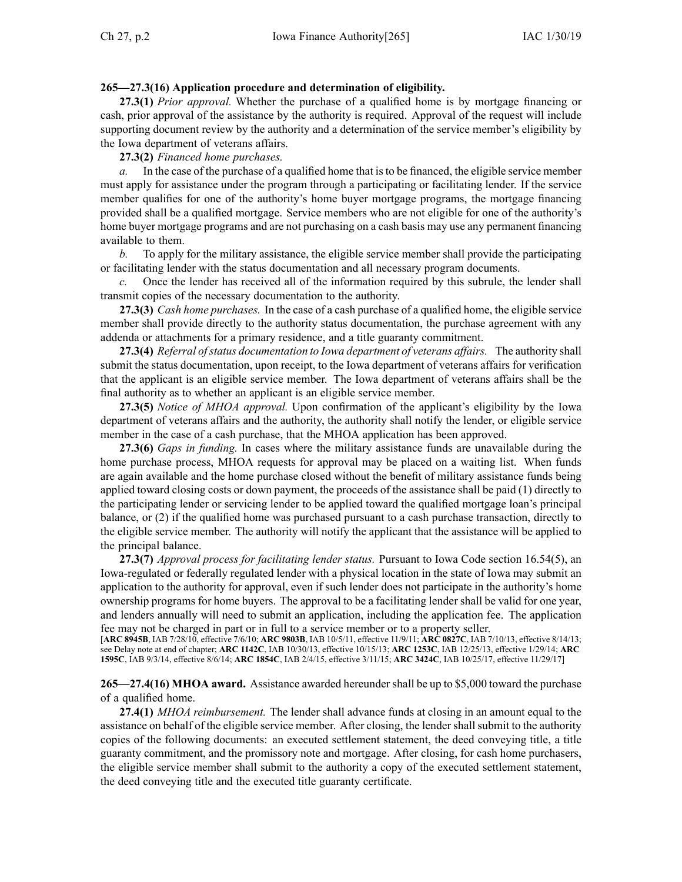**265—27.3(16) Application procedure and determination of eligibility.**

**27.3(1)** *Prior approval.* Whether the purchase of a qualified home is by mortgage financing or cash, prior approval of the assistance by the authority is required. Approval of the request will include supporting document review by the authority and a determination of the service member's eligibility by the Iowa department of veterans affairs.

**27.3(2)** *Financed home purchases.*

*a.* In the case of the purchase of a qualified home that is to be financed, the eligible service member must apply for assistance under the program through a participating or facilitating lender. If the service member qualifies for one of the authority's home buyer mortgage programs, the mortgage financing provided shall be a qualified mortgage. Service members who are not eligible for one of the authority's home buyer mortgage programs and are not purchasing on a cash basis may use any permanent financing available to them.

*b.* To apply for the military assistance, the eligible service member shall provide the participating or facilitating lender with the status documentation and all necessary program documents.

*c.* Once the lender has received all of the information required by this subrule, the lender shall transmit copies of the necessary documentation to the authority.

**27.3(3)** *Cash home purchases.* In the case of a cash purchase of a qualified home, the eligible service member shall provide directly to the authority status documentation, the purchase agreement with any addenda or attachments for a primary residence, and a title guaranty commitment.

**27.3(4)** *Referral of status documentation to Iowa department of veterans affairs.* The authority shall submit the status documentation, upon receipt, to the Iowa department of veterans affairs for verification that the applicant is an eligible service member. The Iowa department of veterans affairs shall be the final authority as to whether an applicant is an eligible service member.

**27.3(5)** *Notice of MHOA approval.* Upon confirmation of the applicant's eligibility by the Iowa department of veterans affairs and the authority, the authority shall notify the lender, or eligible service member in the case of a cash purchase, that the MHOA application has been approved.

**27.3(6)** *Gaps in funding.* In cases where the military assistance funds are unavailable during the home purchase process, MHOA requests for approval may be placed on a waiting list. When funds are again available and the home purchase closed without the benefit of military assistance funds being applied toward closing costs or down payment, the proceeds of the assistance shall be paid (1) directly to the participating lender or servicing lender to be applied toward the qualified mortgage loan's principal balance, or (2) if the qualified home was purchased pursuant to a cash purchase transaction, directly to the eligible service member. The authority will notify the applicant that the assistance will be applied to the principal balance.

**27.3(7)** *Approval process for facilitating lender status.* Pursuant to Iowa Code section 16.54(5), an Iowa-regulated or federally regulated lender with a physical location in the state of Iowa may submit an application to the authority for approval, even if such lender does not participate in the authority's home ownership programs for home buyers. The approval to be a facilitating lender shall be valid for one year, and lenders annually will need to submit an application, including the application fee. The application fee may not be charged in part or in full to a service member or to a property seller.

[**ARC 8945B**, IAB 7/28/10, effective 7/6/10; **ARC 9803B**, IAB 10/5/11, effective 11/9/11; **ARC 0827C**, IAB 7/10/13, effective 8/14/13; see Delay note at end of chapter; **ARC 1142C**, IAB 10/30/13, effective 10/15/13; **ARC 1253C**, IAB 12/25/13, effective 1/29/14; **ARC 1595C**, IAB 9/3/14, effective 8/6/14; **ARC 1854C**, IAB 2/4/15, effective 3/11/15; **ARC 3424C**, IAB 10/25/17, effective 11/29/17]

**265—27.4(16) MHOA award.** Assistance awarded hereunder shall be up to $5,000 toward the purchase of a qualified home.

**27.4(1)** *MHOA reimbursement.* The lender shall advance funds at closing in an amount equal to the assistance on behalf of the eligible service member. After closing, the lender shall submit to the authority copies of the following documents: an executed settlement statement, the deed conveying title, a title guaranty commitment, and the promissory note and mortgage. After closing, for cash home purchasers, the eligible service member shall submit to the authority a copy of the executed settlement statement, the deed conveying title and the executed title guaranty certificate.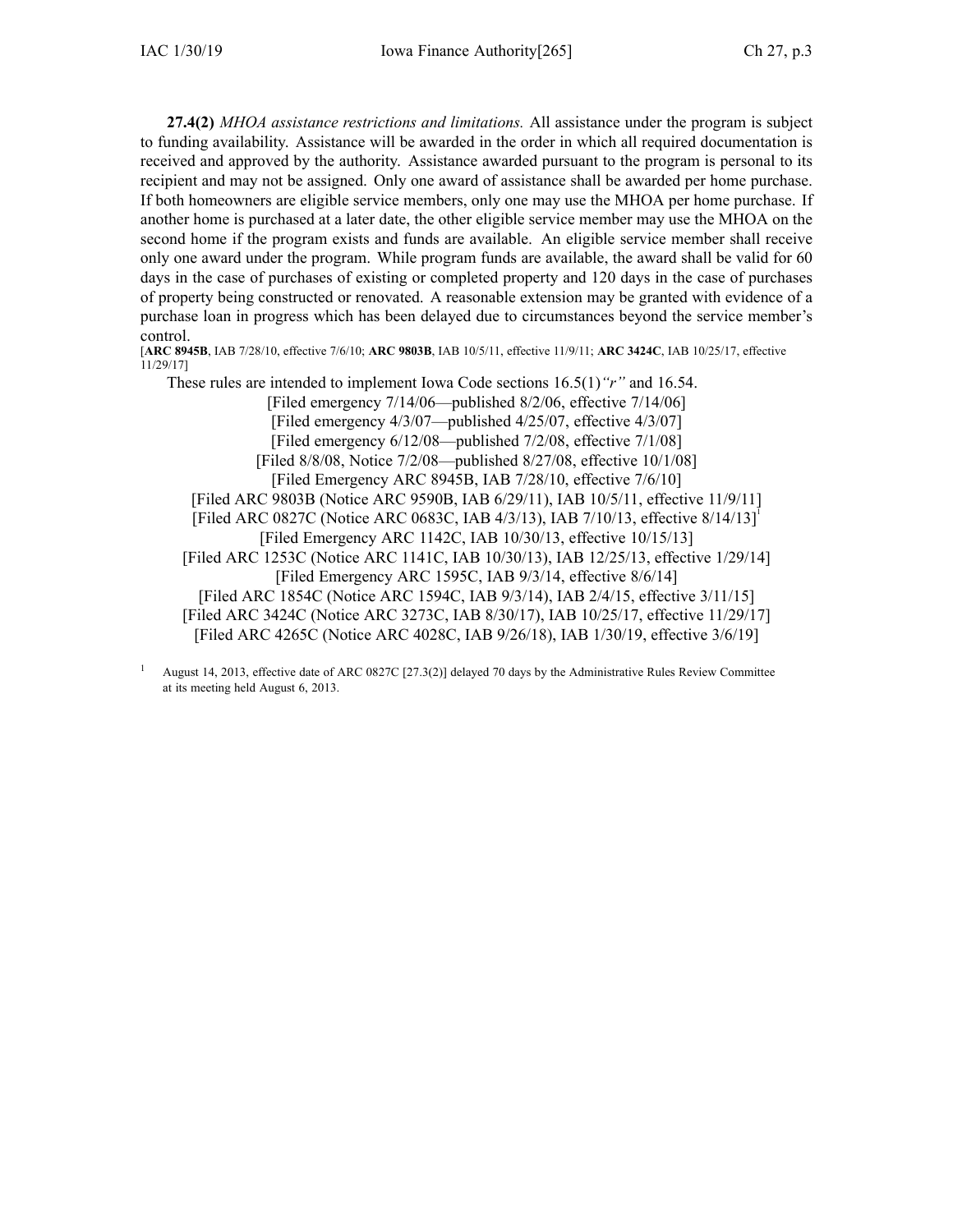**27.4(2)** *MHOA assistance restrictions and limitations.* All assistance under the program is subject to funding availability. Assistance will be awarded in the order in which all required documentation is received and approved by the authority. Assistance awarded pursuant to the program is personal to its recipient and may not be assigned. Only one award of assistance shall be awarded per home purchase. If both homeowners are eligible service members, only one may use the MHOA per home purchase. If another home is purchased at a later date, the other eligible service member may use the MHOA on the second home if the program exists and funds are available. An eligible service member shall receive only one award under the program. While program funds are available, the award shall be valid for 60 days in the case of purchases of existing or completed property and 120 days in the case of purchases of property being constructed or renovated. A reasonable extension may be granted with evidence of a purchase loan in progress which has been delayed due to circumstances beyond the service member's control.

[**ARC 8945B**, IAB 7/28/10, effective 7/6/10; **ARC 9803B**, IAB 10/5/11, effective 11/9/11; **ARC 3424C**, IAB 10/25/17, effective 11/29/17]

These rules are intended to implement Iowa Code sections 16.5(1)*"r"* and 16.54.

[Filed emergency 7/14/06—published 8/2/06, effective 7/14/06]

[Filed emergency 4/3/07—published 4/25/07, effective 4/3/07]

[Filed emergency 6/12/08—published 7/2/08, effective 7/1/08]

[Filed 8/8/08, Notice 7/2/08—published 8/27/08, effective 10/1/08]

[Filed Emergency ARC 8945B, IAB 7/28/10, effective 7/6/10]

[Filed ARC 9803B (Notice ARC 9590B, IAB 6/29/11), IAB 10/5/11, effective 11/9/11]

[Filed ARC 0827C (Notice ARC 0683C, IAB 4/3/13), IAB 7/10/13, effective 8/14/13][1]

[Filed Emergency ARC 1142C, IAB 10/30/13, effective 10/15/13]

[Filed ARC 1253C (Notice ARC 1141C, IAB 10/30/13), IAB 12/25/13, effective 1/29/14]

[Filed Emergency ARC 1595C, IAB 9/3/14, effective 8/6/14]

[Filed ARC 1854C (Notice ARC 1594C, IAB 9/3/14), IAB 2/4/15, effective 3/11/15]

[Filed ARC 3424C (Notice ARC 3273C, IAB 8/30/17), IAB 10/25/17, effective 11/29/17]

[Filed ARC 4265C (Notice ARC 4028C, IAB 9/26/18), IAB 1/30/19, effective 3/6/19]

[1] August 14, 2013, effective date of ARC 0827C [27.3(2)] delayed 70 days by the Administrative Rules Review Committee at its meeting held August 6, 2013.